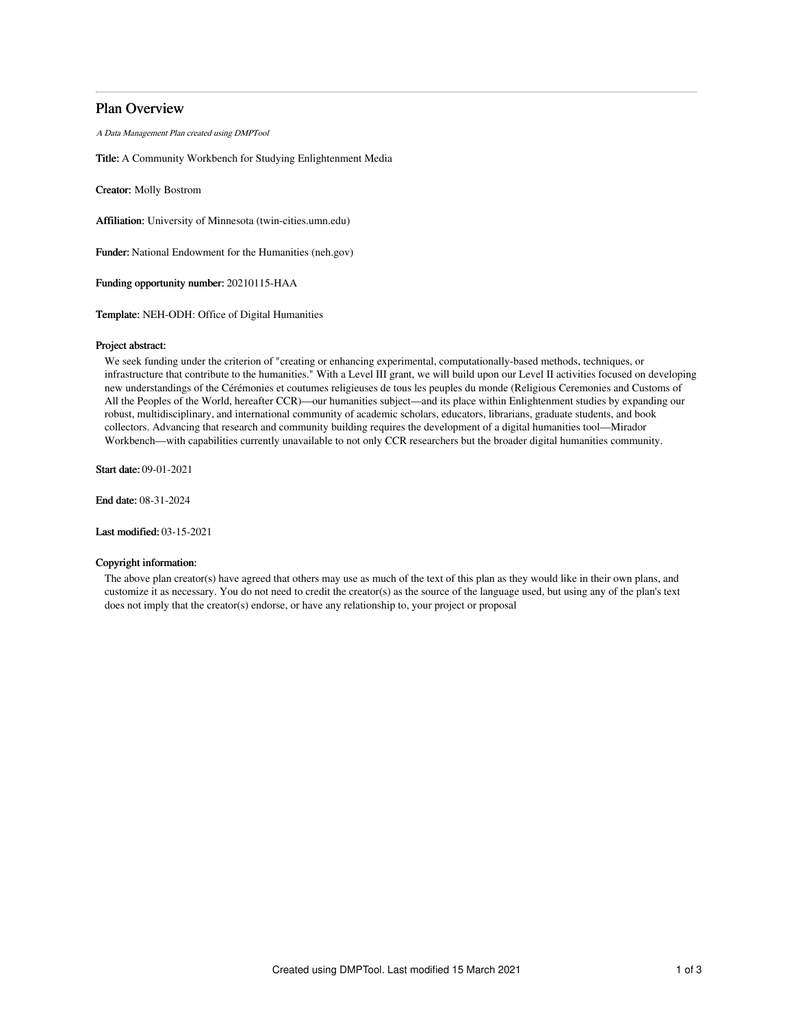# Plan Overview

*A Data Management Plan created using DMPTool*

**Title:** A Community Workbench for Studying Enlightenment Media

**Creator:** Molly Bostrom

**Affiliation:** University of Minnesota (twin-cities.umn.edu)

**Funder:** National Endowment for the Humanities (neh.gov)

**Funding opportunity number:** 20210115-HAA

**Template:** NEH-ODH: Office of Digital Humanities

**Project abstract:**

We seek funding under the criterion of "creating or enhancing experimental, computationally-based methods, techniques, or infrastructure that contribute to the humanities." With a Level III grant, we will build upon our Level II activities focused on developing new understandings of the Cérémonies et coutumes religieuses de tous les peuples du monde (Religious Ceremonies and Customs of All the Peoples of the World, hereafter CCR)—our humanities subject—and its place within Enlightenment studies by expanding our robust, multidisciplinary, and international community of academic scholars, educators, librarians, graduate students, and book collectors. Advancing that research and community building requires the development of a digital humanities tool—Mirador Workbench—with capabilities currently unavailable to not only CCR researchers but the broader digital humanities community.

**Start date:** 09-01-2021

**End date:** 08-31-2024

**Last modified:** 03-15-2021

**Copyright information:**

The above plan creator(s) have agreed that others may use as much of the text of this plan as they would like in their own plans, and customize it as necessary. You do not need to credit the creator(s) as the source of the language used, but using any of the plan's text does not imply that the creator(s) endorse, or have any relationship to, your project or proposal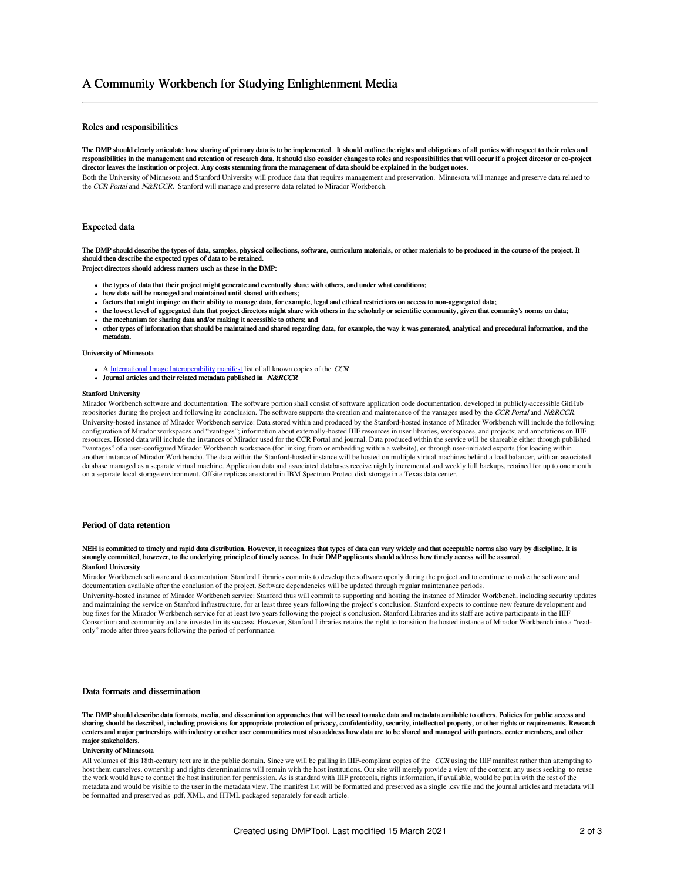# A Community Workbench for Studying Enlightenment Media

## Roles and responsibilities

**The DMP should clearly articulate how sharing of primary data is to be implemented. It should outline the rights and obligations of all parties with respect to their roles and responsibilities in the management and retention of research data. It should also consider changes to roles and responsibilities that will occur if a project director or co-project director leaves the institution or project. Any costs stemming from the management of data should be explained in the budget notes.**

Both the University of Minnesota and Stanford University will produce data that requires management and preservation. Minnesota will manage and preserve data related to the *CCR Portal* and *N&RCCR*. Stanford will manage and preserve data related to Mirador Workbench.

## Expected data

**The DMP should describe the types of data, samples, physical collections, software, curriculum materials, or other materials to be produced in the course of the project. It should then describe the expected types of data to be retained.**

**Project directors should address matters usch as these in the DMP:**

- **the types of data that their project might generate and eventually share with others, and under what conditions;**
- **how data will be managed and maintained until shared with others;**
- **factors that might impinge on their ability to manage data, for example, legal and ethical restrictions on access to non-aggregated data;**
- **the lowest level of aggregated data that project directors might share with others in the scholarly or scientific community, given that comunity's norms on data;**
- **the mechanism for sharing data and/or making it accessible to others; and**
- **other types of information that should be maintained and shared regarding data, for example, the way it was generated, analytical and procedural information, and the metadata.**

**University of Minnesota**

- A International Image Interoperability manifest list of all known copies of the *CCR*
- **Journal articles and their related metadata published in *N&RCCR***

**Stanford University**

Mirador Workbench software and documentation: The software portion shall consist of software application code documentation, developed in publicly-accessible GitHub repositories during the project and following its conclusion. The software supports the creation and maintenance of the vantages used by the *CCR Portal* and *N&RCCR*.

University-hosted instance of Mirador Workbench service: Data stored within and produced by the Stanford-hosted instance of Mirador Workbench will include the following: configuration of Mirador workspaces and "vantages"; information about externally-hosted IIIF resources in user libraries, workspaces, and projects; and annotations on IIIF resources. Hosted data will include the instances of Mirador used for the CCR Portal and journal. Data produced within the service will be shareable either through published "vantages" of a user-configured Mirador Workbench workspace (for linking from or embedding within a website), or through user-initiated exports (for loading within another instance of Mirador Workbench). The data within the Stanford-hosted instance will be hosted on multiple virtual machines behind a load balancer, with an associated database managed as a separate virtual machine. Application data and associated databases receive nightly incremental and weekly full backups, retained for up to one month on a separate local storage environment. Offsite replicas are stored in IBM Spectrum Protect disk storage in a Texas data center.

## Period of data retention

**NEH is committed to timely and rapid data distribution. However, it recognizes that types of data can vary widely and that acceptable norms also vary by discipline. It is strongly committed, however, to the underlying principle of timely access. In their DMP applicants should address how timely access will be assured.**

**Stanford University**

Mirador Workbench software and documentation: Stanford Libraries commits to develop the software openly during the project and to continue to make the software and documentation available after the conclusion of the project. Software dependencies will be updated through regular maintenance periods.

University-hosted instance of Mirador Workbench service: Stanford thus will commit to supporting and hosting the instance of Mirador Workbench, including security updates and maintaining the service on Stanford infrastructure, for at least three years following the project's conclusion. Stanford expects to continue new feature development and bug fixes for the Mirador Workbench service for at least two years following the project's conclusion. Stanford Libraries and its staff are active participants in the IIIF Consortium and community and are invested in its success. However, Stanford Libraries retains the right to transition the hosted instance of Mirador Workbench into a "read-only" mode after three years following the period of performance.

## Data formats and dissemination

**The DMP should describe data formats, media, and dissemination approaches that will be used to make data and metadata available to others. Policies for public access and sharing should be described, including provisions for appropriate protection of privacy, confidentiality, security, intellectual property, or other rights or requirements. Research centers and major partnerships with industry or other user communities must also address how data are to be shared and managed with partners, center members, and other major stakeholders.**

**University of Minnesota**

All volumes of this 18th-century text are in the public domain. Since we will be pulling in IIIF-compliant copies of the *CCR* using the IIIF manifest rather than attempting to host them ourselves, ownership and rights determinations will remain with the host institutions. Our site will merely provide a view of the content; any users seeking to reuse the work would have to contact the host institution for permission. As is standard with IIIF protocols, rights information, if available, would be put in with the rest of the metadata and would be visible to the user in the metadata view. The manifest list will be formatted and preserved as a single .csv file and the journal articles and metadata will be formatted and preserved as .pdf, XML, and HTML packaged separately for each article.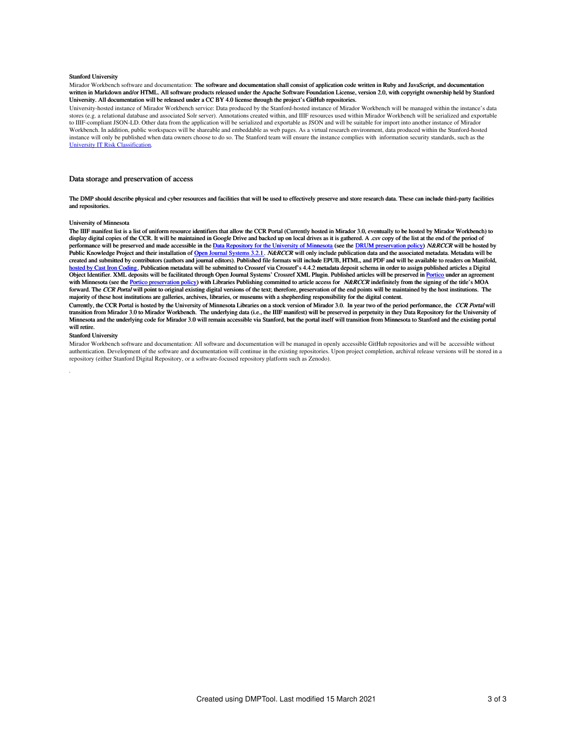**Stanford University**

Mirador Workbench software and documentation: **The software and documentation shall consist of application code written in Ruby and JavaScript, and documentation written in Markdown and/or HTML. All software products released under the Apache Software Foundation License, version 2.0, with copyright ownership held by Stanford University. All documentation will be released under a CC BY 4.0 license through the project's GitHub repositories.**

University-hosted instance of Mirador Workbench service: Data produced by the Stanford-hosted instance of Mirador Workbench will be managed within the instance's data stores (e.g. a relational database and associated Solr server). Annotations created within, and IIIF resources used within Mirador Workbench will be serialized and exportable to IIIF-compliant JSON-LD. Other data from the application will be serialized and exportable as JSON and will be suitable for import into another instance of Mirador Workbench. In addition, public workspaces will be shareable and embeddable as web pages. As a virtual research environment, data produced within the Stanford-hosted instance will only be published when data owners choose to do so. The Stanford team will ensure the instance complies with information security standards, such as the University IT Risk Classification.

## Data storage and preservation of access

**The DMP should describe physical and cyber resources and facilities that will be used to effectively preserve and store research data. These can include third-party facilities and repositories.**

**University of Minnesota**

**The IIIF manifest list is a list of uniform resource identifiers that allow the CCR Portal (Currently hosted in Mirador 3.0, eventually to be hosted by Mirador Workbench) to display digital copies of the CCR. It will be maintained in Google Drive and backed up on local drives as it is gathered. A .csv copy of the list at the end of the period of performance will be preserved and made accessible in the Data Repository for the University of Minnesota (see the DRUM preservation policy)** ***N&RCCR*** **will be hosted by Public Knowledge Project and their installation of Open Journal Systems 3.2.1.** ***N&RCCR*** **will only include publication data and the associated metadata. Metadata will be created and submitted by contributors (authors and journal editors). Published file formats will include EPUB, HTML, and PDF and will be available to readers on Manifold, hosted by Cast Iron Coding. Publication metadata will be submitted to Crossref via Crossref's 4.4.2 metadata deposit schema in order to assign published articles a Digital Object Identifier. XML deposits will be facilitated through Open Journal Systems' Crossref XML Plugin. Published articles will be preserved in Portico under an agreement with Minnesota (see the Portico preservation policy) with Libraries Publishing committed to article access for** ***N&RCCR*** **indefinitely from the signing of the title's MOA forward. The** ***CCR Portal*** **will point to original existing digital versions of the text; therefore, preservation of the end points will be maintained by the host institutions. The majority of these host institutions are galleries, archives, libraries, or museums with a shepherding responsibility for the digital content.**

**Currently, the CCR Portal is hosted by the University of Minnesota Libraries on a stock version of Mirador 3.0. In year two of the period performance, the** ***CCR Portal*** **will transition from Mirador 3.0 to Mirador Workbench. The underlying data (i.e., the IIIF manifest) will be preserved in perpetuity in they Data Repository for the University of Minnesota and the underlying code for Mirador 3.0 will remain accessible via Stanford, but the portal itself will transition from Minnesota to Stanford and the existing portal will retire.**

**Stanford University**

Mirador Workbench software and documentation: All software and documentation will be managed in openly accessible GitHub repositories and will be accessible without authentication. Development of the software and documentation will continue in the existing repositories. Upon project completion, archival release versions will be stored in a repository (either Stanford Digital Repository, or a software-focused repository platform such as Zenodo).

Created using DMPTool. Last modified 15 March 2021